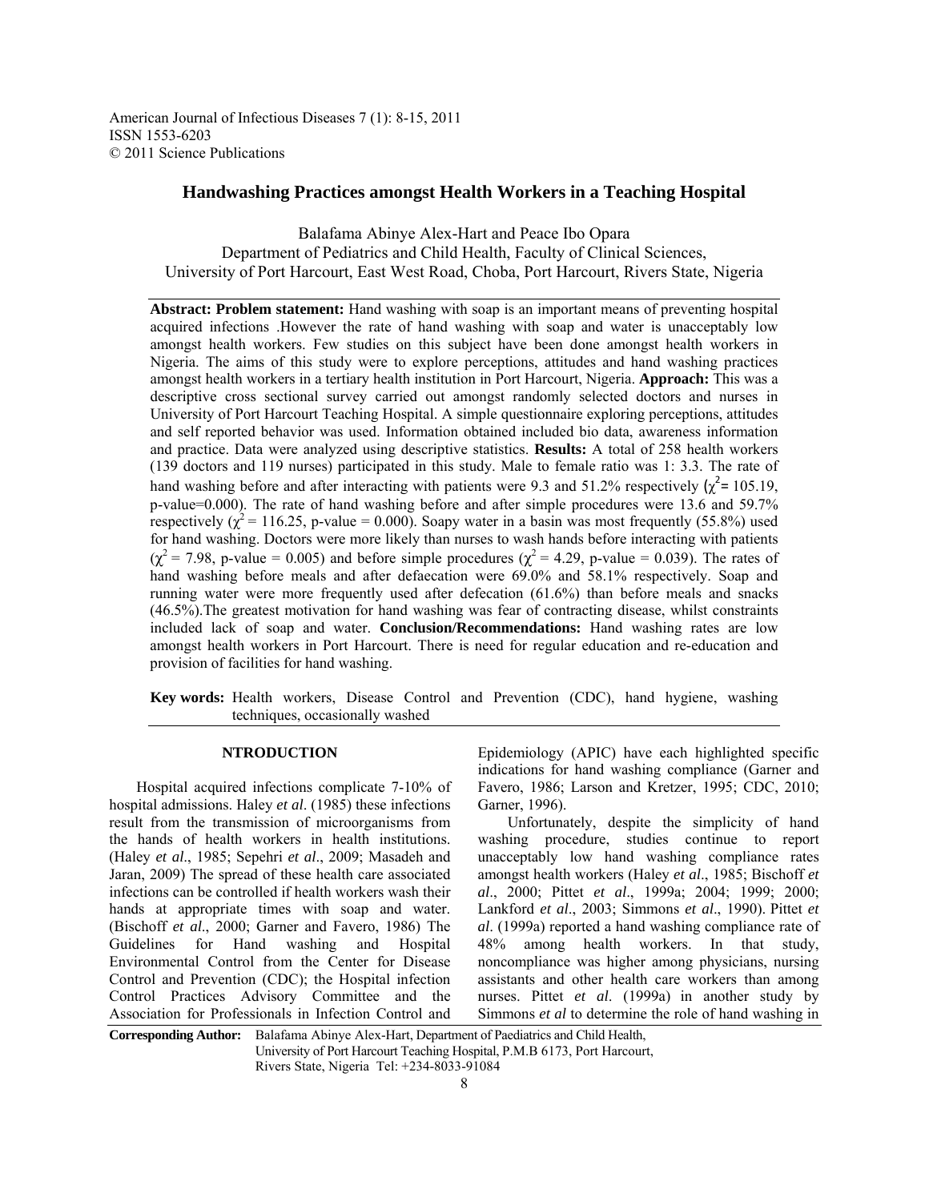American Journal of Infectious Diseases 7 (1): 8-15, 2011
ISSN 1553-6203
© 2011 Science Publications

# Handwashing Practices amongst Health Workers in a Teaching Hospital

Balafama Abinye Alex-Hart and Peace Ibo Opara
Department of Pediatrics and Child Health, Faculty of Clinical Sciences,
University of Port Harcourt, East West Road, Choba, Port Harcourt, Rivers State, Nigeria

**Abstract: Problem statement:** Hand washing with soap is an important means of preventing hospital acquired infections .However the rate of hand washing with soap and water is unacceptably low amongst health workers. Few studies on this subject have been done amongst health workers in Nigeria. The aims of this study were to explore perceptions, attitudes and hand washing practices amongst health workers in a tertiary health institution in Port Harcourt, Nigeria. **Approach:** This was a descriptive cross sectional survey carried out amongst randomly selected doctors and nurses in University of Port Harcourt Teaching Hospital. A simple questionnaire exploring perceptions, attitudes and self reported behavior was used. Information obtained included bio data, awareness information and practice. Data were analyzed using descriptive statistics. **Results:** A total of 258 health workers (139 doctors and 119 nurses) participated in this study. Male to female ratio was 1: 3.3. The rate of hand washing before and after interacting with patients were 9.3 and 51.2% respectively ($\chi^2$= 105.19, p-value=0.000). The rate of hand washing before and after simple procedures were 13.6 and 59.7% respectively ($\chi^2$ = 116.25, p-value = 0.000). Soapy water in a basin was most frequently (55.8%) used for hand washing. Doctors were more likely than nurses to wash hands before interacting with patients ($\chi^2$ = 7.98, p-value = 0.005) and before simple procedures ($\chi^2$ = 4.29, p-value = 0.039). The rates of hand washing before meals and after defaecation were 69.0% and 58.1% respectively. Soap and running water were more frequently used after defecation (61.6%) than before meals and snacks (46.5%).The greatest motivation for hand washing was fear of contracting disease, whilst constraints included lack of soap and water. **Conclusion/Recommendations:** Hand washing rates are low amongst health workers in Port Harcourt. There is need for regular education and re-education and provision of facilities for hand washing.

**Key words:** Health workers, Disease Control and Prevention (CDC), hand hygiene, washing techniques, occasionally washed

## NTRODUCTION

Hospital acquired infections complicate 7-10% of hospital admissions. Haley *et al*. (1985) these infections result from the transmission of microorganisms from the hands of health workers in health institutions. (Haley *et al*., 1985; Sepehri *et al*., 2009; Masadeh and Jaran, 2009) The spread of these health care associated infections can be controlled if health workers wash their hands at appropriate times with soap and water. (Bischoff *et al*., 2000; Garner and Favero, 1986) The Guidelines for Hand washing and Hospital Environmental Control from the Center for Disease Control and Prevention (CDC); the Hospital infection Control Practices Advisory Committee and the Association for Professionals in Infection Control and Epidemiology (APIC) have each highlighted specific indications for hand washing compliance (Garner and Favero, 1986; Larson and Kretzer, 1995; CDC, 2010; Garner, 1996).

Unfortunately, despite the simplicity of hand washing procedure, studies continue to report unacceptably low hand washing compliance rates amongst health workers (Haley *et al*., 1985; Bischoff *et al*., 2000; Pittet *et al*., 1999a; 2004; 1999; 2000; Lankford *et al*., 2003; Simmons *et al*., 1990). Pittet *et al*. (1999a) reported a hand washing compliance rate of 48% among health workers. In that study, noncompliance was higher among physicians, nursing assistants and other health care workers than among nurses. Pittet *et al*. (1999a) in another study by Simmons *et al* to determine the role of hand washing in

**Corresponding Author:** Balafama Abinye Alex-Hart, Department of Paediatrics and Child Health, University of Port Harcourt Teaching Hospital, P.M.B 6173, Port Harcourt, Rivers State, Nigeria Tel: +234-8033-91084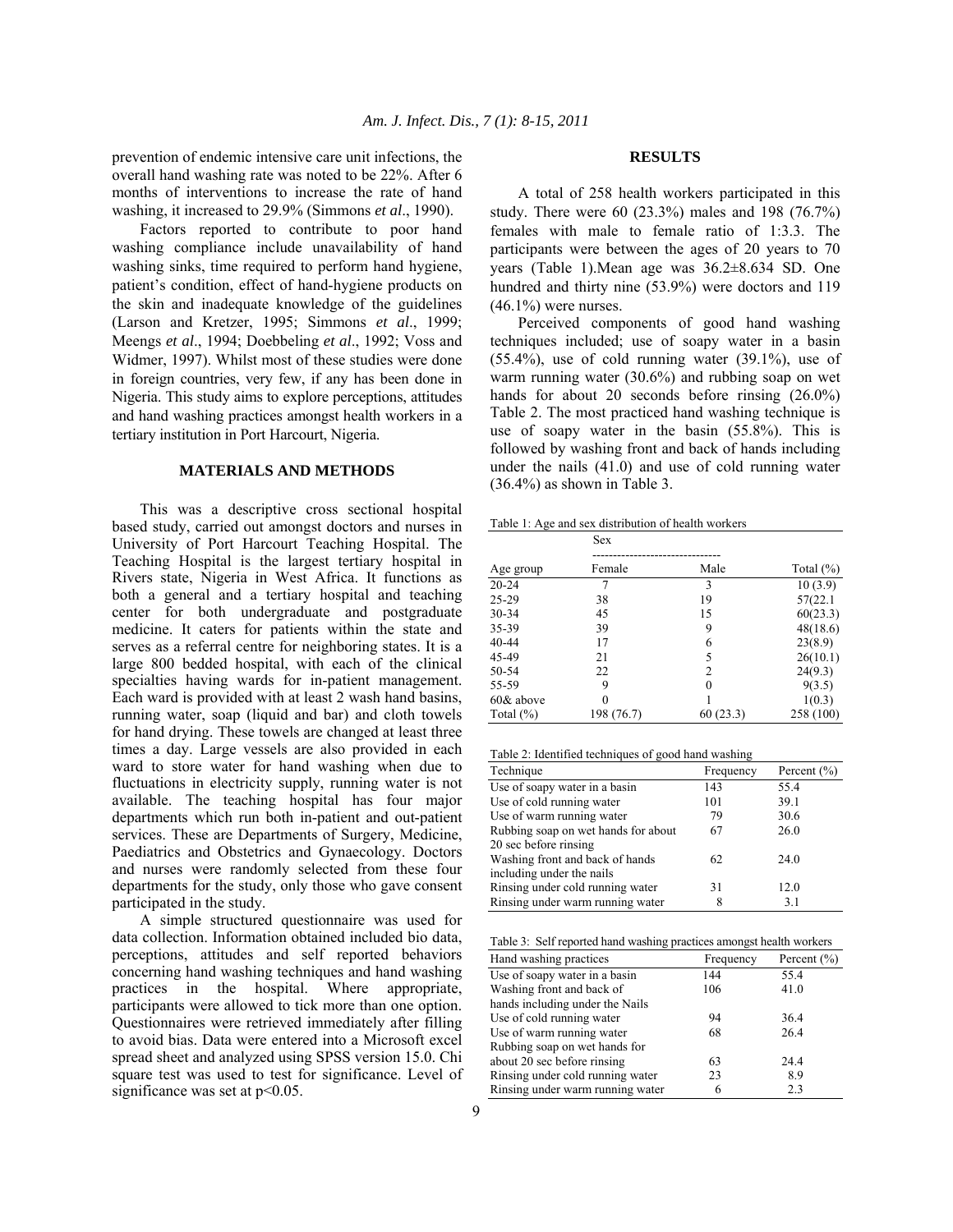prevention of endemic intensive care unit infections, the overall hand washing rate was noted to be 22%. After 6 months of interventions to increase the rate of hand washing, it increased to 29.9% (Simmons *et al*., 1990).

Factors reported to contribute to poor hand washing compliance include unavailability of hand washing sinks, time required to perform hand hygiene, patient's condition, effect of hand-hygiene products on the skin and inadequate knowledge of the guidelines (Larson and Kretzer, 1995; Simmons *et al*., 1999; Meengs *et al*., 1994; Doebbeling *et al*., 1992; Voss and Widmer, 1997). Whilst most of these studies were done in foreign countries, very few, if any has been done in Nigeria. This study aims to explore perceptions, attitudes and hand washing practices amongst health workers in a tertiary institution in Port Harcourt, Nigeria.

## MATERIALS AND METHODS

This was a descriptive cross sectional hospital based study, carried out amongst doctors and nurses in University of Port Harcourt Teaching Hospital. The Teaching Hospital is the largest tertiary hospital in Rivers state, Nigeria in West Africa. It functions as both a general and a tertiary hospital and teaching center for both undergraduate and postgraduate medicine. It caters for patients within the state and serves as a referral centre for neighboring states. It is a large 800 bedded hospital, with each of the clinical specialties having wards for in-patient management. Each ward is provided with at least 2 wash hand basins, running water, soap (liquid and bar) and cloth towels for hand drying. These towels are changed at least three times a day. Large vessels are also provided in each ward to store water for hand washing when due to fluctuations in electricity supply, running water is not available. The teaching hospital has four major departments which run both in-patient and out-patient services. These are Departments of Surgery, Medicine, Paediatrics and Obstetrics and Gynaecology. Doctors and nurses were randomly selected from these four departments for the study, only those who gave consent participated in the study.

A simple structured questionnaire was used for data collection. Information obtained included bio data, perceptions, attitudes and self reported behaviors concerning hand washing techniques and hand washing practices in the hospital. Where appropriate, participants were allowed to tick more than one option. Questionnaires were retrieved immediately after filling to avoid bias. Data were entered into a Microsoft excel spread sheet and analyzed using SPSS version 15.0. Chi square test was used to test for significance. Level of significance was set at $p<0.05$.

## RESULTS

A total of 258 health workers participated in this study. There were 60 (23.3%) males and 198 (76.7%) females with male to female ratio of 1:3.3. The participants were between the ages of 20 years to 70 years (Table 1).Mean age was 36.2±8.634 SD. One hundred and thirty nine (53.9%) were doctors and 119 (46.1%) were nurses.

Perceived components of good hand washing techniques included; use of soapy water in a basin (55.4%), use of cold running water (39.1%), use of warm running water (30.6%) and rubbing soap on wet hands for about 20 seconds before rinsing (26.0%) Table 2. The most practiced hand washing technique is use of soapy water in the basin (55.8%). This is followed by washing front and back of hands including under the nails (41.0) and use of cold running water (36.4%) as shown in Table 3.

Table 1: Age and sex distribution of health workers

| | Sex | | |
|---|---|---|---|
| Age group | Female | Male | Total (%) |
| 20-24 | 7 | 3 | 10 (3.9) |
| 25-29 | 38 | 19 | 57(22.1 |
| 30-34 | 45 | 15 | 60(23.3) |
| 35-39 | 39 | 9 | 48(18.6) |
| 40-44 | 17 | 6 | 23(8.9) |
| 45-49 | 21 | 5 | 26(10.1) |
| 50-54 | 22 | 2 | 24(9.3) |
| 55-59 | 9 | 0 | 9(3.5) |
| 60& above | 0 | 1 | 1(0.3) |
| Total (%) | 198 (76.7) | 60 (23.3) | 258 (100) |

Table 2: Identified techniques of good hand washing

| Technique | Frequency | Percent (%) |
|---|---|---|
| Use of soapy water in a basin | 143 | 55.4 |
| Use of cold running water | 101 | 39.1 |
| Use of warm running water | 79 | 30.6 |
| Rubbing soap on wet hands for about 20 sec before rinsing | 67 | 26.0 |
| Washing front and back of hands including under the nails | 62 | 24.0 |
| Rinsing under cold running water | 31 | 12.0 |
| Rinsing under warm running water | 8 | 3.1 |

Table 3: Self reported hand washing practices amongst health workers

| Hand washing practices | Frequency | Percent (%) |
|---|---|---|
| Use of soapy water in a basin | 144 | 55.4 |
| Washing front and back of hands including under the Nails | 106 | 41.0 |
| Use of cold running water | 94 | 36.4 |
| Use of warm running water | 68 | 26.4 |
| Rubbing soap on wet hands for about 20 sec before rinsing | 63 | 24.4 |
| Rinsing under cold running water | 23 | 8.9 |
| Rinsing under warm running water | 6 | 2.3 |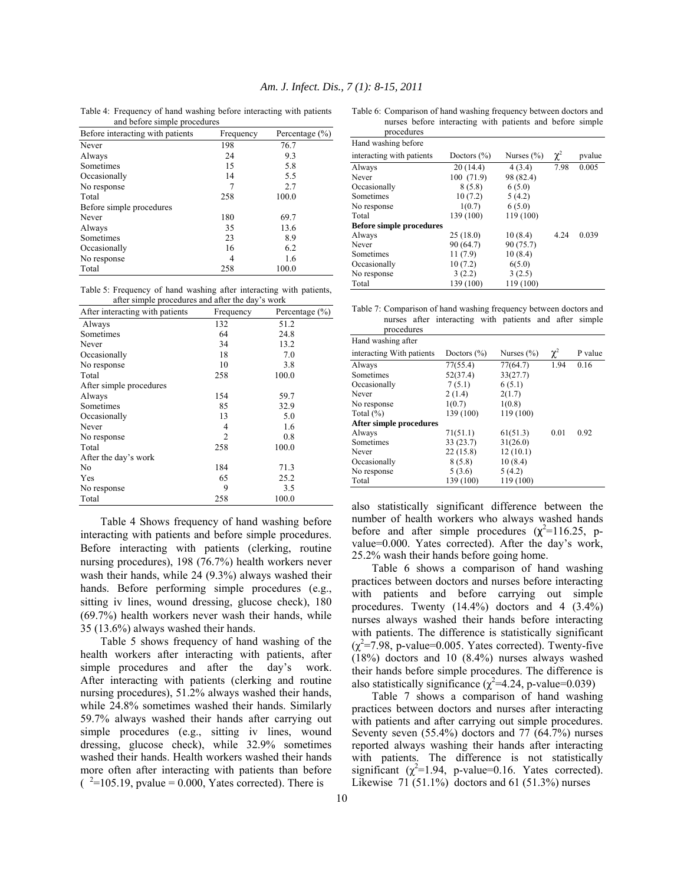Table 4: Frequency of hand washing before interacting with patients and before simple procedures

| Before interacting with patients | Frequency | Percentage (%) |
|---|---|---|
| Never | 198 | 76.7 |
| Always | 24 | 9.3 |
| Sometimes | 15 | 5.8 |
| Occasionally | 14 | 5.5 |
| No response | 7 | 2.7 |
| Total | 258 | 100.0 |
| Before simple procedures | | |
| Never | 180 | 69.7 |
| Always | 35 | 13.6 |
| Sometimes | 23 | 8.9 |
| Occasionally | 16 | 6.2 |
| No response | 4 | 1.6 |
| Total | 258 | 100.0 |

Table 5: Frequency of hand washing after interacting with patients, after simple procedures and after the day's work

| After interacting with patients | Frequency | Percentage (%) |
|---|---|---|
| Always | 132 | 51.2 |
| Sometimes | 64 | 24.8 |
| Never | 34 | 13.2 |
| Occasionally | 18 | 7.0 |
| No response | 10 | 3.8 |
| Total | 258 | 100.0 |
| After simple procedures | | |
| Always | 154 | 59.7 |
| Sometimes | 85 | 32.9 |
| Occasionally | 13 | 5.0 |
| Never | 4 | 1.6 |
| No response | 2 | 0.8 |
| Total | 258 | 100.0 |
| After the day's work | | |
| No | 184 | 71.3 |
| Yes | 65 | 25.2 |
| No response | 9 | 3.5 |
| Total | 258 | 100.0 |

Table 4 Shows frequency of hand washing before interacting with patients and before simple procedures. Before interacting with patients (clerking, routine nursing procedures), 198 (76.7%) health workers never wash their hands, while 24 (9.3%) always washed their hands. Before performing simple procedures (e.g., sitting iv lines, wound dressing, glucose check), 180 (69.7%) health workers never wash their hands, while 35 (13.6%) always washed their hands.

Table 5 shows frequency of hand washing of the health workers after interacting with patients, after simple procedures and after the day's work. After interacting with patients (clerking and routine nursing procedures), 51.2% always washed their hands, while 24.8% sometimes washed their hands. Similarly 59.7% always washed their hands after carrying out simple procedures (e.g., sitting iv lines, wound dressing, glucose check), while 32.9% sometimes washed their hands. Health workers washed their hands more often after interacting with patients than before ($^{2}$=105.19, pvalue = 0.000, Yates corrected). There is also statistically significant difference between the number of health workers who always washed hands before and after simple procedures ($\chi^2$=116.25, p-value=0.000. Yates corrected). After the day's work, 25.2% wash their hands before going home.

Table 6: Comparison of hand washing frequency between doctors and nurses before interacting with patients and before simple procedures

| Hand washing before interacting with patients | Doctors (%) | Nurses (%) | $\chi^2$ | pvalue |
|---|---|---|---|---|
| Always | 20 (14.4) | 4 (3.4) | 7.98 | 0.005 |
| Never | 100 (71.9) | 98 (82.4) | | |
| Occasionally | 8 (5.8) | 6 (5.0) | | |
| Sometimes | 10 (7.2) | 5 (4.2) | | |
| No response | 1(0.7) | 6 (5.0) | | |
| Total | 139 (100) | 119 (100) | | |
| **Before simple procedures** | | | | |
| Always | 25 (18.0) | 10 (8.4) | 4.24 | 0.039 |
| Never | 90 (64.7) | 90 (75.7) | | |
| Sometimes | 11 (7.9) | 10 (8.4) | | |
| Occasionally | 10 (7.2) | 6(5.0) | | |
| No response | 3 (2.2) | 3 (2.5) | | |
| Total | 139 (100) | 119 (100) | | |

Table 7: Comparison of hand washing frequency between doctors and nurses after interacting with patients and after simple procedures

| Hand washing after interacting With patients | Doctors (%) | Nurses (%) | $\chi^2$ | P value |
|---|---|---|---|---|
| Always | 77(55.4) | 77(64.7) | 1.94 | 0.16 |
| Sometimes | 52(37.4) | 33(27.7) | | |
| Occasionally | 7 (5.1) | 6 (5.1) | | |
| Never | 2 (1.4) | 2(1.7) | | |
| No response | 1(0.7) | 1(0.8) | | |
| Total (%) | 139 (100) | 119 (100) | | |
| **After simple procedures** | | | | |
| Always | 71(51.1) | 61(51.3) | 0.01 | 0.92 |
| Sometimes | 33 (23.7) | 31(26.0) | | |
| Never | 22 (15.8) | 12 (10.1) | | |
| Occasionally | 8 (5.8) | 10 (8.4) | | |
| No response | 5 (3.6) | 5 (4.2) | | |
| Total | 139 (100) | 119 (100) | | |

Table 6 shows a comparison of hand washing practices between doctors and nurses before interacting with patients and before carrying out simple procedures. Twenty (14.4%) doctors and 4 (3.4%) nurses always washed their hands before interacting with patients. The difference is statistically significant ($\chi^2$=7.98, p-value=0.005. Yates corrected). Twenty-five (18%) doctors and 10 (8.4%) nurses always washed their hands before simple procedures. The difference is also statistically significance ($\chi^2$=4.24, p-value=0.039)

Table 7 shows a comparison of hand washing practices between doctors and nurses after interacting with patients and after carrying out simple procedures. Seventy seven (55.4%) doctors and 77 (64.7%) nurses reported always washing their hands after interacting with patients. The difference is not statistically significant ($\chi^2$=1.94, p-value=0.16. Yates corrected). Likewise 71 (51.1%) doctors and 61 (51.3%) nurses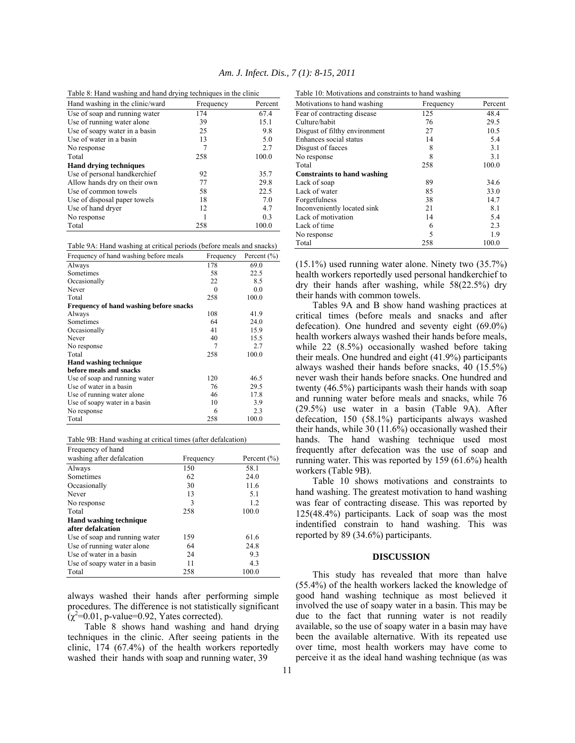Table 8: Hand washing and hand drying techniques in the clinic

| Hand washing in the clinic/ward | Frequency | Percent |
|---|---|---|
| Use of soap and running water | 174 | 67.4 |
| Use of running water alone | 39 | 15.1 |
| Use of soapy water in a basin | 25 | 9.8 |
| Use of water in a basin | 13 | 5.0 |
| No response | 7 | 2.7 |
| Total | 258 | 100.0 |
| **Hand drying techniques** | | |
| Use of personal handkerchief | 92 | 35.7 |
| Allow hands dry on their own | 77 | 29.8 |
| Use of common towels | 58 | 22.5 |
| Use of disposal paper towels | 18 | 7.0 |
| Use of hand dryer | 12 | 4.7 |
| No response | 1 | 0.3 |
| Total | 258 | 100.0 |

Table 9A: Hand washing at critical periods (before meals and snacks)

| Frequency of hand washing before meals | Frequency | Percent (%) |
|---|---|---|
| Always | 178 | 69.0 |
| Sometimes | 58 | 22.5 |
| Occasionally | 22 | 8.5 |
| Never | 0 | 0.0 |
| Total | 258 | 100.0 |
| **Frequency of hand washing before snacks** | | |
| Always | 108 | 41.9 |
| Sometimes | 64 | 24.0 |
| Occasionally | 41 | 15.9 |
| Never | 40 | 15.5 |
| No response | 7 | 2.7 |
| Total | 258 | 100.0 |
| **Hand washing technique before meals and snacks** | | |
| Use of soap and running water | 120 | 46.5 |
| Use of water in a basin | 76 | 29.5 |
| Use of running water alone | 46 | 17.8 |
| Use of soapy water in a basin | 10 | 3.9 |
| No response | 6 | 2.3 |
| Total | 258 | 100.0 |

Table 9B: Hand washing at critical times (after defalcation)

| Frequency of hand washing after defalcation | Frequency | Percent (%) |
|---|---|---|
| Always | 150 | 58.1 |
| Sometimes | 62 | 24.0 |
| Occasionally | 30 | 11.6 |
| Never | 13 | 5.1 |
| No response | 3 | 1.2 |
| Total | 258 | 100.0 |
| **Hand washing technique after defalcation** | | |
| Use of soap and running water | 159 | 61.6 |
| Use of running water alone | 64 | 24.8 |
| Use of water in a basin | 24 | 9.3 |
| Use of soapy water in a basin | 11 | 4.3 |
| Total | 258 | 100.0 |

always washed their hands after performing simple procedures. The difference is not statistically significant ($\chi^2$=0.01, p-value=0.92, Yates corrected).

Table 8 shows hand washing and hand drying techniques in the clinic. After seeing patients in the clinic, 174 (67.4%) of the health workers reportedly washed their hands with soap and running water, 39 (15.1%) used running water alone. Ninety two (35.7%) health workers reportedly used personal handkerchief to dry their hands after washing, while 58(22.5%) dry their hands with common towels.

Table 10: Motivations and constraints to hand washing

| Motivations to hand washing | Frequency | Percent |
|---|---|---|
| Fear of contracting disease | 125 | 48.4 |
| Culture/habit | 76 | 29.5 |
| Disgust of filthy environment | 27 | 10.5 |
| Enhances social status | 14 | 5.4 |
| Disgust of faeces | 8 | 3.1 |
| No response | 8 | 3.1 |
| Total | 258 | 100.0 |
| **Constraints to hand washing** | | |
| Lack of soap | 89 | 34.6 |
| Lack of water | 85 | 33.0 |
| Forgetfulness | 38 | 14.7 |
| Inconveniently located sink | 21 | 8.1 |
| Lack of motivation | 14 | 5.4 |
| Lack of time | 6 | 2.3 |
| No response | 5 | 1.9 |
| Total | 258 | 100.0 |

Tables 9A and B show hand washing practices at critical times (before meals and snacks and after defecation). One hundred and seventy eight (69.0%) health workers always washed their hands before meals, while 22 (8.5%) occasionally washed before taking their meals. One hundred and eight (41.9%) participants always washed their hands before snacks, 40 (15.5%) never wash their hands before snacks. One hundred and twenty (46.5%) participants wash their hands with soap and running water before meals and snacks, while 76 (29.5%) use water in a basin (Table 9A). After defecation, 150 (58.1%) participants always washed their hands, while 30 (11.6%) occasionally washed their hands. The hand washing technique used most frequently after defecation was the use of soap and running water. This was reported by 159 (61.6%) health workers (Table 9B).

Table 10 shows motivations and constraints to hand washing. The greatest motivation to hand washing was fear of contracting disease. This was reported by 125(48.4%) participants. Lack of soap was the most indentified constrain to hand washing. This was reported by 89 (34.6%) participants.

## DISCUSSION

This study has revealed that more than halve (55.4%) of the health workers lacked the knowledge of good hand washing technique as most believed it involved the use of soapy water in a basin. This may be due to the fact that running water is not readily available, so the use of soapy water in a basin may have been the available alternative. With its repeated use over time, most health workers may have come to perceive it as the ideal hand washing technique (as was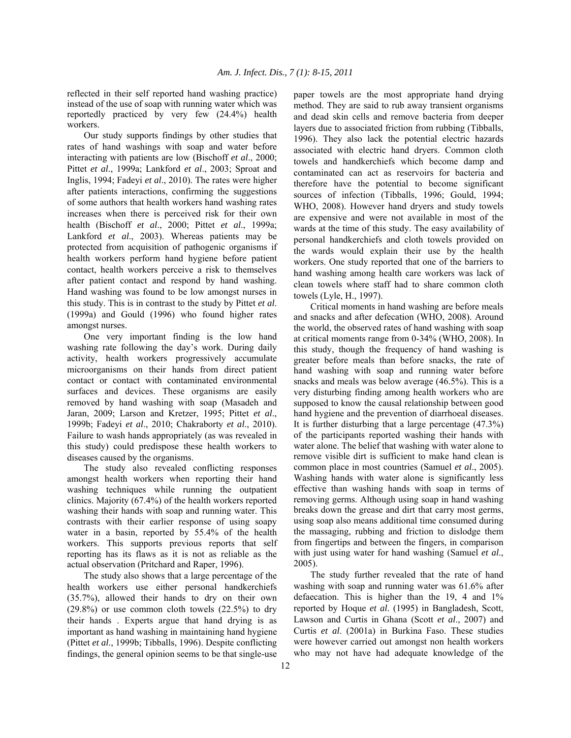reflected in their self reported hand washing practice) instead of the use of soap with running water which was reportedly practiced by very few (24.4%) health workers.

Our study supports findings by other studies that rates of hand washings with soap and water before interacting with patients are low (Bischoff *et al*., 2000; Pittet *et al*., 1999a; Lankford *et al*., 2003; Sproat and Inglis, 1994; Fadeyi *et al*., 2010). The rates were higher after patients interactions, confirming the suggestions of some authors that health workers hand washing rates increases when there is perceived risk for their own health (Bischoff *et al*., 2000; Pittet *et al*., 1999a; Lankford *et al*., 2003). Whereas patients may be protected from acquisition of pathogenic organisms if health workers perform hand hygiene before patient contact, health workers perceive a risk to themselves after patient contact and respond by hand washing. Hand washing was found to be low amongst nurses in this study. This is in contrast to the study by Pittet *et al*. (1999a) and Gould (1996) who found higher rates amongst nurses.

One very important finding is the low hand washing rate following the day's work. During daily activity, health workers progressively accumulate microorganisms on their hands from direct patient contact or contact with contaminated environmental surfaces and devices. These organisms are easily removed by hand washing with soap (Masadeh and Jaran, 2009; Larson and Kretzer, 1995; Pittet *et al*., 1999b; Fadeyi *et al*., 2010; Chakraborty *et al*., 2010). Failure to wash hands appropriately (as was revealed in this study) could predispose these health workers to diseases caused by the organisms.

The study also revealed conflicting responses amongst health workers when reporting their hand washing techniques while running the outpatient clinics. Majority (67.4%) of the health workers reported washing their hands with soap and running water. This contrasts with their earlier response of using soapy water in a basin, reported by 55.4% of the health workers. This supports previous reports that self reporting has its flaws as it is not as reliable as the actual observation (Pritchard and Raper, 1996).

The study also shows that a large percentage of the health workers use either personal handkerchiefs (35.7%), allowed their hands to dry on their own (29.8%) or use common cloth towels (22.5%) to dry their hands . Experts argue that hand drying is as important as hand washing in maintaining hand hygiene (Pittet *et al*., 1999b; Tibballs, 1996). Despite conflicting findings, the general opinion seems to be that single-use paper towels are the most appropriate hand drying method. They are said to rub away transient organisms and dead skin cells and remove bacteria from deeper layers due to associated friction from rubbing (Tibballs, 1996). They also lack the potential electric hazards associated with electric hand dryers. Common cloth towels and handkerchiefs which become damp and contaminated can act as reservoirs for bacteria and therefore have the potential to become significant sources of infection (Tibballs, 1996; Gould, 1994; WHO, 2008). However hand dryers and study towels are expensive and were not available in most of the wards at the time of this study. The easy availability of personal handkerchiefs and cloth towels provided on the wards would explain their use by the health workers. One study reported that one of the barriers to hand washing among health care workers was lack of clean towels where staff had to share common cloth towels (Lyle, H., 1997).

Critical moments in hand washing are before meals and snacks and after defecation (WHO, 2008). Around the world, the observed rates of hand washing with soap at critical moments range from 0-34% (WHO, 2008). In this study, though the frequency of hand washing is greater before meals than before snacks, the rate of hand washing with soap and running water before snacks and meals was below average (46.5%). This is a very disturbing finding among health workers who are supposed to know the causal relationship between good hand hygiene and the prevention of diarrhoeal diseases. It is further disturbing that a large percentage (47.3%) of the participants reported washing their hands with water alone. The belief that washing with water alone to remove visible dirt is sufficient to make hand clean is common place in most countries (Samuel *et al*., 2005). Washing hands with water alone is significantly less effective than washing hands with soap in terms of removing germs. Although using soap in hand washing breaks down the grease and dirt that carry most germs, using soap also means additional time consumed during the massaging, rubbing and friction to dislodge them from fingertips and between the fingers, in comparison with just using water for hand washing (Samuel *et al*., 2005).

The study further revealed that the rate of hand washing with soap and running water was 61.6% after defaecation. This is higher than the 19, 4 and 1% reported by Hoque *et al*. (1995) in Bangladesh, Scott, Lawson and Curtis in Ghana (Scott *et al*., 2007) and Curtis *et al*. (2001a) in Burkina Faso. These studies were however carried out amongst non health workers who may not have had adequate knowledge of the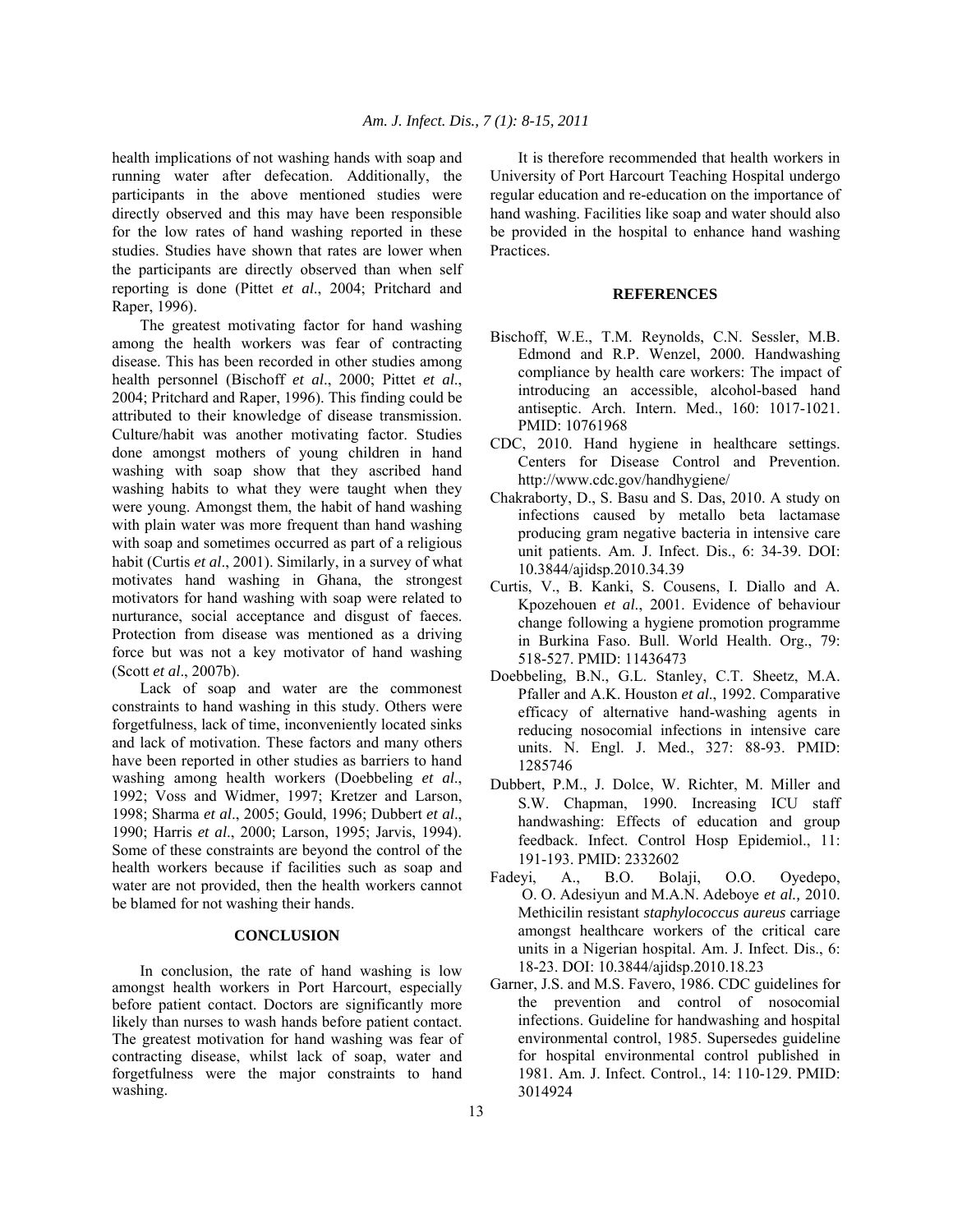health implications of not washing hands with soap and running water after defecation. Additionally, the participants in the above mentioned studies were directly observed and this may have been responsible for the low rates of hand washing reported in these studies. Studies have shown that rates are lower when the participants are directly observed than when self reporting is done (Pittet *et al*., 2004; Pritchard and Raper, 1996).

The greatest motivating factor for hand washing among the health workers was fear of contracting disease. This has been recorded in other studies among health personnel (Bischoff *et al*., 2000; Pittet *et al*., 2004; Pritchard and Raper, 1996). This finding could be attributed to their knowledge of disease transmission. Culture/habit was another motivating factor. Studies done amongst mothers of young children in hand washing with soap show that they ascribed hand washing habits to what they were taught when they were young. Amongst them, the habit of hand washing with plain water was more frequent than hand washing with soap and sometimes occurred as part of a religious habit (Curtis *et al*., 2001). Similarly, in a survey of what motivates hand washing in Ghana, the strongest motivators for hand washing with soap were related to nurturance, social acceptance and disgust of faeces. Protection from disease was mentioned as a driving force but was not a key motivator of hand washing (Scott *et al*., 2007b).

Lack of soap and water are the commonest constraints to hand washing in this study. Others were forgetfulness, lack of time, inconveniently located sinks and lack of motivation. These factors and many others have been reported in other studies as barriers to hand washing among health workers (Doebbeling *et al*., 1992; Voss and Widmer, 1997; Kretzer and Larson, 1998; Sharma *et al*., 2005; Gould, 1996; Dubbert *et al*., 1990; Harris *et al*., 2000; Larson, 1995; Jarvis, 1994). Some of these constraints are beyond the control of the health workers because if facilities such as soap and water are not provided, then the health workers cannot be blamed for not washing their hands.

## CONCLUSION

In conclusion, the rate of hand washing is low amongst health workers in Port Harcourt, especially before patient contact. Doctors are significantly more likely than nurses to wash hands before patient contact. The greatest motivation for hand washing was fear of contracting disease, whilst lack of soap, water and forgetfulness were the major constraints to hand washing.

It is therefore recommended that health workers in University of Port Harcourt Teaching Hospital undergo regular education and re-education on the importance of hand washing. Facilities like soap and water should also be provided in the hospital to enhance hand washing Practices.

## REFERENCES

Bischoff, W.E., T.M. Reynolds, C.N. Sessler, M.B. Edmond and R.P. Wenzel, 2000. Handwashing compliance by health care workers: The impact of introducing an accessible, alcohol-based hand antiseptic. Arch. Intern. Med., 160: 1017-1021. PMID: 10761968

CDC, 2010. Hand hygiene in healthcare settings. Centers for Disease Control and Prevention. http://www.cdc.gov/handhygiene/

Chakraborty, D., S. Basu and S. Das, 2010. A study on infections caused by metallo beta lactamase producing gram negative bacteria in intensive care unit patients. Am. J. Infect. Dis., 6: 34-39. DOI: 10.3844/ajidsp.2010.34.39

Curtis, V., B. Kanki, S. Cousens, I. Diallo and A. Kpozehouen *et al*., 2001. Evidence of behaviour change following a hygiene promotion programme in Burkina Faso. Bull. World Health. Org., 79: 518-527. PMID: 11436473

Doebbeling, B.N., G.L. Stanley, C.T. Sheetz, M.A. Pfaller and A.K. Houston *et al*., 1992. Comparative efficacy of alternative hand-washing agents in reducing nosocomial infections in intensive care units. N. Engl. J. Med., 327: 88-93. PMID: 1285746

Dubbert, P.M., J. Dolce, W. Richter, M. Miller and S.W. Chapman, 1990. Increasing ICU staff handwashing: Effects of education and group feedback. Infect. Control Hosp Epidemiol., 11: 191-193. PMID: 2332602

Fadeyi, A., B.O. Bolaji, O.O. Oyedepo, O. O. Adesiyun and M.A.N. Adeboye *et al.,* 2010. Methicilin resistant *staphylococcus aureus* carriage amongst healthcare workers of the critical care units in a Nigerian hospital. Am. J. Infect. Dis., 6: 18-23. DOI: 10.3844/ajidsp.2010.18.23

Garner, J.S. and M.S. Favero, 1986. CDC guidelines for the prevention and control of nosocomial infections. Guideline for handwashing and hospital environmental control, 1985. Supersedes guideline for hospital environmental control published in 1981. Am. J. Infect. Control., 14: 110-129. PMID: 3014924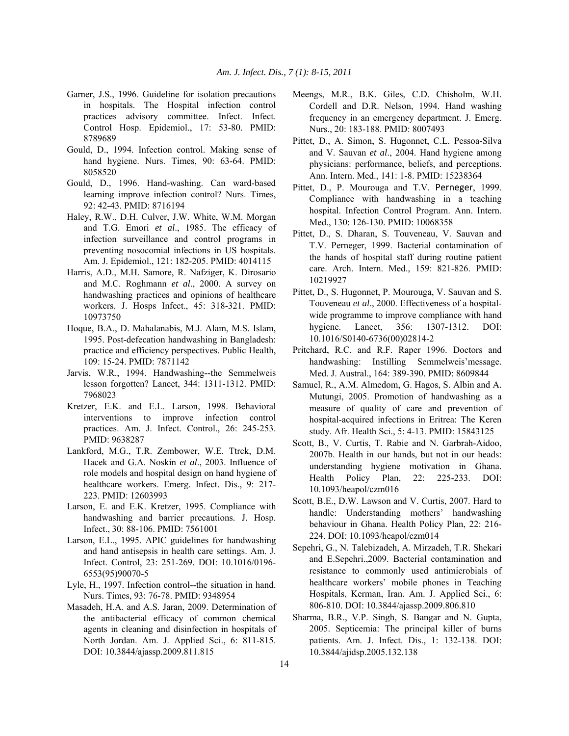Garner, J.S., 1996. Guideline for isolation precautions in hospitals. The Hospital infection control practices advisory committee. Infect. Infect. Control Hosp. Epidemiol., 17: 53-80. PMID: 8789689

Gould, D., 1994. Infection control. Making sense of hand hygiene. Nurs. Times, 90: 63-64. PMID: 8058520

Gould, D., 1996. Hand-washing. Can ward-based learning improve infection control? Nurs. Times, 92: 42-43. PMID: 8716194

Haley, R.W., D.H. Culver, J.W. White, W.M. Morgan and T.G. Emori *et al*., 1985. The efficacy of infection surveillance and control programs in preventing nosocomial infections in US hospitals. Am. J. Epidemiol., 121: 182-205. PMID: 4014115

Harris, A.D., M.H. Samore, R. Nafziger, K. Dirosario and M.C. Roghmann *et al*., 2000. A survey on handwashing practices and opinions of healthcare workers. J. Hosps Infect., 45: 318-321. PMID: 10973750

Hoque, B.A., D. Mahalanabis, M.J. Alam, M.S. Islam, 1995. Post-defecation handwashing in Bangladesh: practice and efficiency perspectives. Public Health, 109: 15-24. PMID: 7871142

Jarvis, W.R., 1994. Handwashing--the Semmelweis lesson forgotten? Lancet, 344: 1311-1312. PMID: 7968023

Kretzer, E.K. and E.L. Larson, 1998. Behavioral interventions to improve infection control practices. Am. J. Infect. Control., 26: 245-253. PMID: 9638287

Lankford, M.G., T.R. Zembower, W.E. Ttrck, D.M. Hacek and G.A. Noskin *et al*., 2003. Influence of role models and hospital design on hand hygiene of healthcare workers. Emerg. Infect. Dis., 9: 217-223. PMID: 12603993

Larson, E. and E.K. Kretzer, 1995. Compliance with handwashing and barrier precautions. J. Hosp. Infect., 30: 88-106. PMID: 7561001

Larson, E.L., 1995. APIC guidelines for handwashing and hand antisepsis in health care settings. Am. J. Infect. Control, 23: 251-269. DOI: 10.1016/0196-6553(95)90070-5

Lyle, H., 1997. Infection control--the situation in hand. Nurs. Times, 93: 76-78. PMID: 9348954

Masadeh, H.A. and A.S. Jaran, 2009. Determination of the antibacterial efficacy of common chemical agents in cleaning and disinfection in hospitals of North Jordan. Am. J. Applied Sci., 6: 811-815. DOI: 10.3844/ajassp.2009.811.815

Meengs, M.R., B.K. Giles, C.D. Chisholm, W.H. Cordell and D.R. Nelson, 1994. Hand washing frequency in an emergency department. J. Emerg. Nurs., 20: 183-188. PMID: 8007493

Pittet, D., A. Simon, S. Hugonnet, C.L. Pessoa-Silva and V. Sauvan *et al*., 2004. Hand hygiene among physicians: performance, beliefs, and perceptions. Ann. Intern. Med., 141: 1-8. PMID: 15238364

Pittet, D., P. Mourouga and T.V. Perneger, 1999. Compliance with handwashing in a teaching hospital. Infection Control Program. Ann. Intern. Med., 130: 126-130. PMID: 10068358

Pittet, D., S. Dharan, S. Touveneau, V. Sauvan and T.V. Perneger, 1999. Bacterial contamination of the hands of hospital staff during routine patient care. Arch. Intern. Med., 159: 821-826. PMID: 10219927

Pittet, D., S. Hugonnet, P. Mourouga, V. Sauvan and S. Touveneau *et al*., 2000. Effectiveness of a hospital-wide programme to improve compliance with hand hygiene. Lancet, 356: 1307-1312. DOI: 10.1016/S0140-6736(00)02814-2

Pritchard, R.C. and R.F. Raper 1996. Doctors and handwashing: Instilling Semmelweis'message. Med. J. Austral., 164: 389-390. PMID: 8609844

Samuel, R., A.M. Almedom, G. Hagos, S. Albin and A. Mutungi, 2005. Promotion of handwashing as a measure of quality of care and prevention of hospital-acquired infections in Eritrea: The Keren study. Afr. Health Sci., 5: 4-13. PMID: 15843125

Scott, B., V. Curtis, T. Rabie and N. Garbrah-Aidoo, 2007b. Health in our hands, but not in our heads: understanding hygiene motivation in Ghana. Health Policy Plan, 22: 225-233. DOI: 10.1093/heapol/czm016

Scott, B.E., D.W. Lawson and V. Curtis, 2007. Hard to handle: Understanding mothers' handwashing behaviour in Ghana. Health Policy Plan, 22: 216-224. DOI: 10.1093/heapol/czm014

Sepehri, G., N. Talebizadeh, A. Mirzadeh, T.R. Shekari and E.Sepehri.,2009. Bacterial contamination and resistance to commonly used antimicrobials of healthcare workers' mobile phones in Teaching Hospitals, Kerman, Iran. Am. J. Applied Sci., 6: 806-810. DOI: 10.3844/ajassp.2009.806.810

Sharma, B.R., V.P. Singh, S. Bangar and N. Gupta, 2005. Septicemia: The principal killer of burns patients. Am. J. Infect. Dis., 1: 132-138. DOI: 10.3844/ajidsp.2005.132.138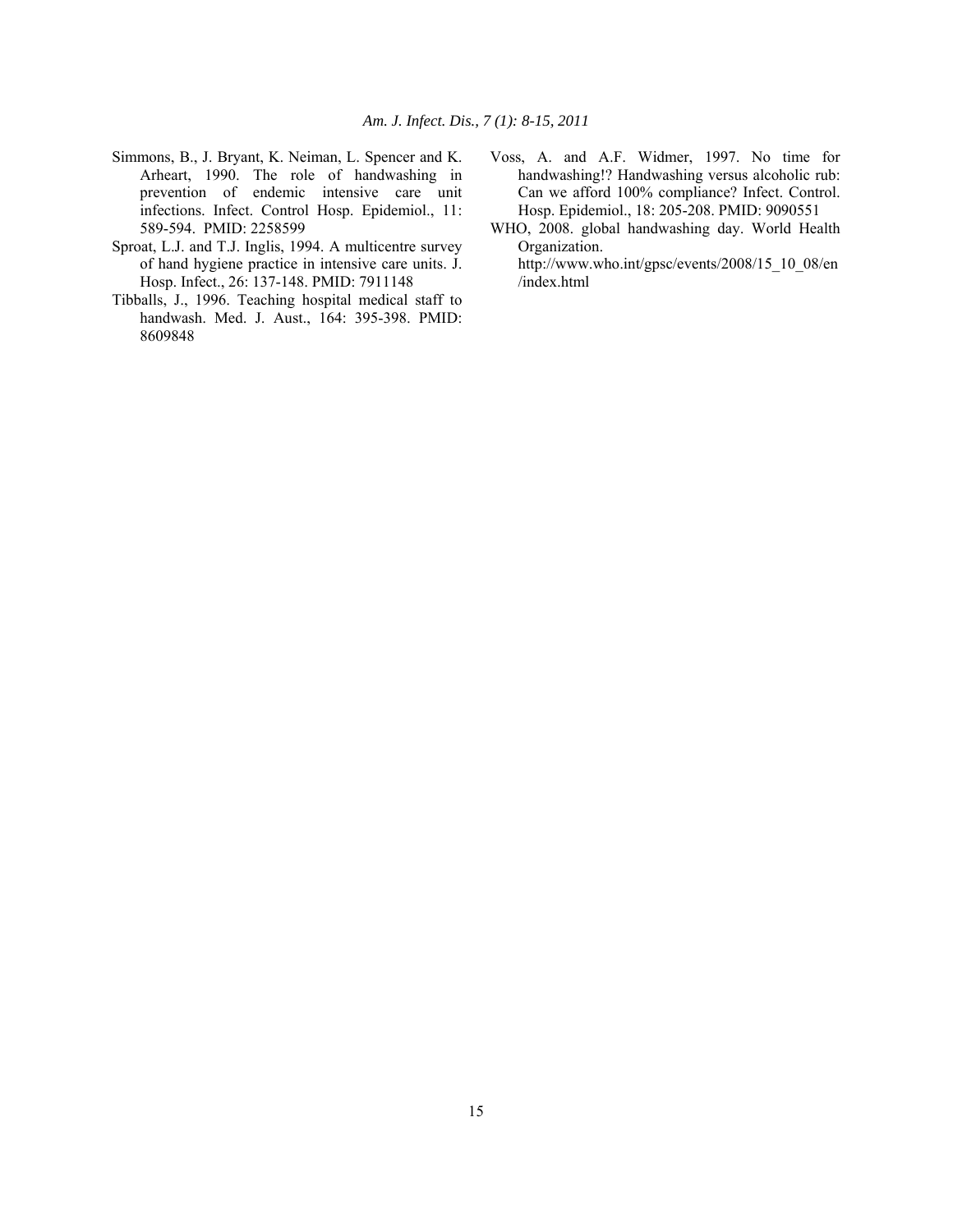Simmons, B., J. Bryant, K. Neiman, L. Spencer and K. Arheart, 1990. The role of handwashing in prevention of endemic intensive care unit infections. Infect. Control Hosp. Epidemiol., 11: 589-594. PMID: 2258599

Sproat, L.J. and T.J. Inglis, 1994. A multicentre survey of hand hygiene practice in intensive care units. J. Hosp. Infect., 26: 137-148. PMID: 7911148

Tibballs, J., 1996. Teaching hospital medical staff to handwash. Med. J. Aust., 164: 395-398. PMID: 8609848

Voss, A. and A.F. Widmer, 1997. No time for handwashing!? Handwashing versus alcoholic rub: Can we afford 100% compliance? Infect. Control. Hosp. Epidemiol., 18: 205-208. PMID: 9090551

WHO, 2008. global handwashing day. World Health Organization. http://www.who.int/gpsc/events/2008/15_10_08/en/index.html